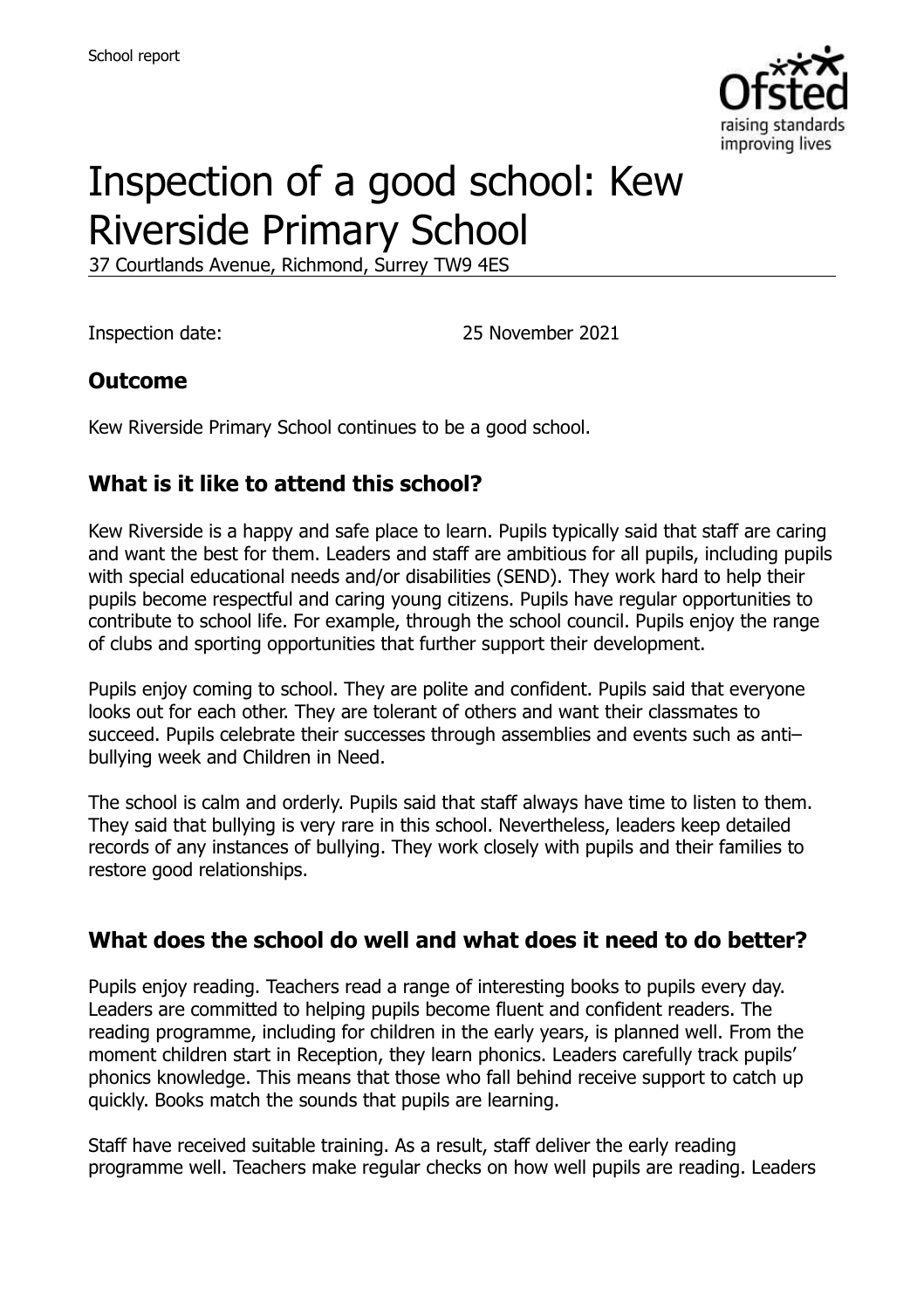School report

# Inspection of a good school: Kew Riverside Primary School

37 Courtlands Avenue, Richmond, Surrey TW9 4ES

Inspection date: 25 November 2021

## Outcome

Kew Riverside Primary School continues to be a good school.

## What is it like to attend this school?

Kew Riverside is a happy and safe place to learn. Pupils typically said that staff are caring and want the best for them. Leaders and staff are ambitious for all pupils, including pupils with special educational needs and/or disabilities (SEND). They work hard to help their pupils become respectful and caring young citizens. Pupils have regular opportunities to contribute to school life. For example, through the school council. Pupils enjoy the range of clubs and sporting opportunities that further support their development.

Pupils enjoy coming to school. They are polite and confident. Pupils said that everyone looks out for each other. They are tolerant of others and want their classmates to succeed. Pupils celebrate their successes through assemblies and events such as anti–bullying week and Children in Need.

The school is calm and orderly. Pupils said that staff always have time to listen to them. They said that bullying is very rare in this school. Nevertheless, leaders keep detailed records of any instances of bullying. They work closely with pupils and their families to restore good relationships.

## What does the school do well and what does it need to do better?

Pupils enjoy reading. Teachers read a range of interesting books to pupils every day. Leaders are committed to helping pupils become fluent and confident readers. The reading programme, including for children in the early years, is planned well. From the moment children start in Reception, they learn phonics. Leaders carefully track pupils' phonics knowledge. This means that those who fall behind receive support to catch up quickly. Books match the sounds that pupils are learning.

Staff have received suitable training. As a result, staff deliver the early reading programme well. Teachers make regular checks on how well pupils are reading. Leaders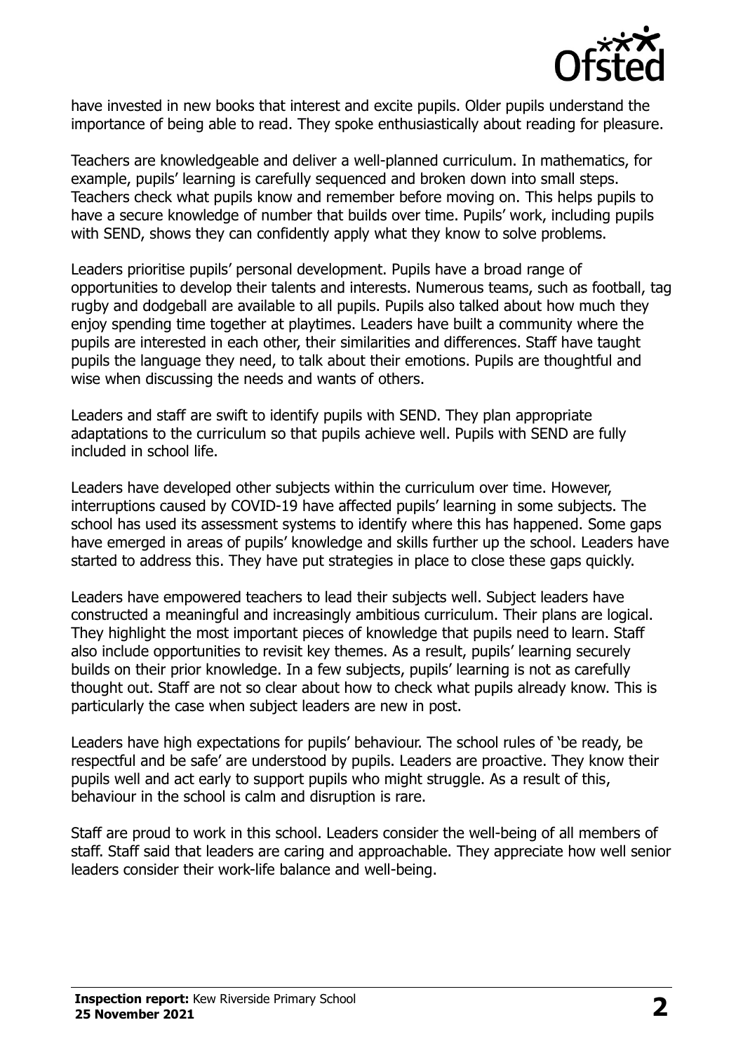have invested in new books that interest and excite pupils. Older pupils understand the importance of being able to read. They spoke enthusiastically about reading for pleasure.

Teachers are knowledgeable and deliver a well-planned curriculum. In mathematics, for example, pupils' learning is carefully sequenced and broken down into small steps. Teachers check what pupils know and remember before moving on. This helps pupils to have a secure knowledge of number that builds over time. Pupils' work, including pupils with SEND, shows they can confidently apply what they know to solve problems.

Leaders prioritise pupils' personal development. Pupils have a broad range of opportunities to develop their talents and interests. Numerous teams, such as football, tag rugby and dodgeball are available to all pupils. Pupils also talked about how much they enjoy spending time together at playtimes. Leaders have built a community where the pupils are interested in each other, their similarities and differences. Staff have taught pupils the language they need, to talk about their emotions. Pupils are thoughtful and wise when discussing the needs and wants of others.

Leaders and staff are swift to identify pupils with SEND. They plan appropriate adaptations to the curriculum so that pupils achieve well. Pupils with SEND are fully included in school life.

Leaders have developed other subjects within the curriculum over time. However, interruptions caused by COVID-19 have affected pupils' learning in some subjects. The school has used its assessment systems to identify where this has happened. Some gaps have emerged in areas of pupils' knowledge and skills further up the school. Leaders have started to address this. They have put strategies in place to close these gaps quickly.

Leaders have empowered teachers to lead their subjects well. Subject leaders have constructed a meaningful and increasingly ambitious curriculum. Their plans are logical. They highlight the most important pieces of knowledge that pupils need to learn. Staff also include opportunities to revisit key themes. As a result, pupils' learning securely builds on their prior knowledge. In a few subjects, pupils' learning is not as carefully thought out. Staff are not so clear about how to check what pupils already know. This is particularly the case when subject leaders are new in post.

Leaders have high expectations for pupils' behaviour. The school rules of 'be ready, be respectful and be safe' are understood by pupils. Leaders are proactive. They know their pupils well and act early to support pupils who might struggle. As a result of this, behaviour in the school is calm and disruption is rare.

Staff are proud to work in this school. Leaders consider the well-being of all members of staff. Staff said that leaders are caring and approachable. They appreciate how well senior leaders consider their work-life balance and well-being.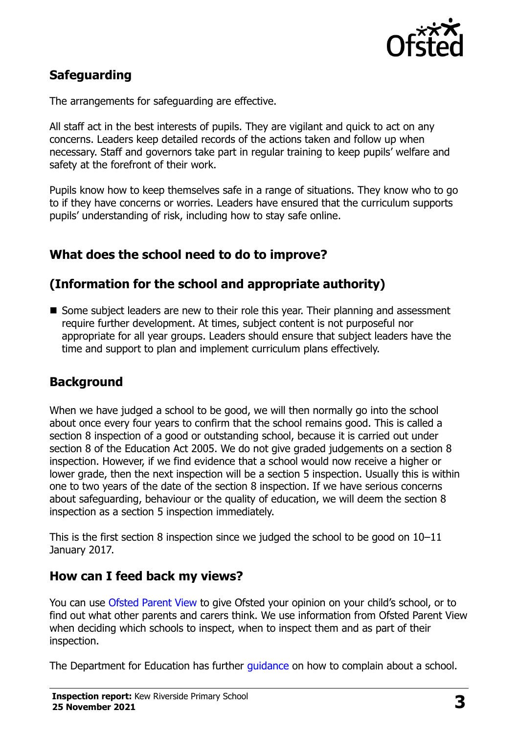## Safeguarding

The arrangements for safeguarding are effective.

All staff act in the best interests of pupils. They are vigilant and quick to act on any concerns. Leaders keep detailed records of the actions taken and follow up when necessary. Staff and governors take part in regular training to keep pupils' welfare and safety at the forefront of their work.

Pupils know how to keep themselves safe in a range of situations. They know who to go to if they have concerns or worries. Leaders have ensured that the curriculum supports pupils' understanding of risk, including how to stay safe online.

## What does the school need to do to improve?

## (Information for the school and appropriate authority)

- Some subject leaders are new to their role this year. Their planning and assessment require further development. At times, subject content is not purposeful nor appropriate for all year groups. Leaders should ensure that subject leaders have the time and support to plan and implement curriculum plans effectively.

## Background

When we have judged a school to be good, we will then normally go into the school about once every four years to confirm that the school remains good. This is called a section 8 inspection of a good or outstanding school, because it is carried out under section 8 of the Education Act 2005. We do not give graded judgements on a section 8 inspection. However, if we find evidence that a school would now receive a higher or lower grade, then the next inspection will be a section 5 inspection. Usually this is within one to two years of the date of the section 8 inspection. If we have serious concerns about safeguarding, behaviour or the quality of education, we will deem the section 8 inspection as a section 5 inspection immediately.

This is the first section 8 inspection since we judged the school to be good on 10–11 January 2017.

## How can I feed back my views?

You can use Ofsted Parent View to give Ofsted your opinion on your child's school, or to find out what other parents and carers think. We use information from Ofsted Parent View when deciding which schools to inspect, when to inspect them and as part of their inspection.

The Department for Education has further guidance on how to complain about a school.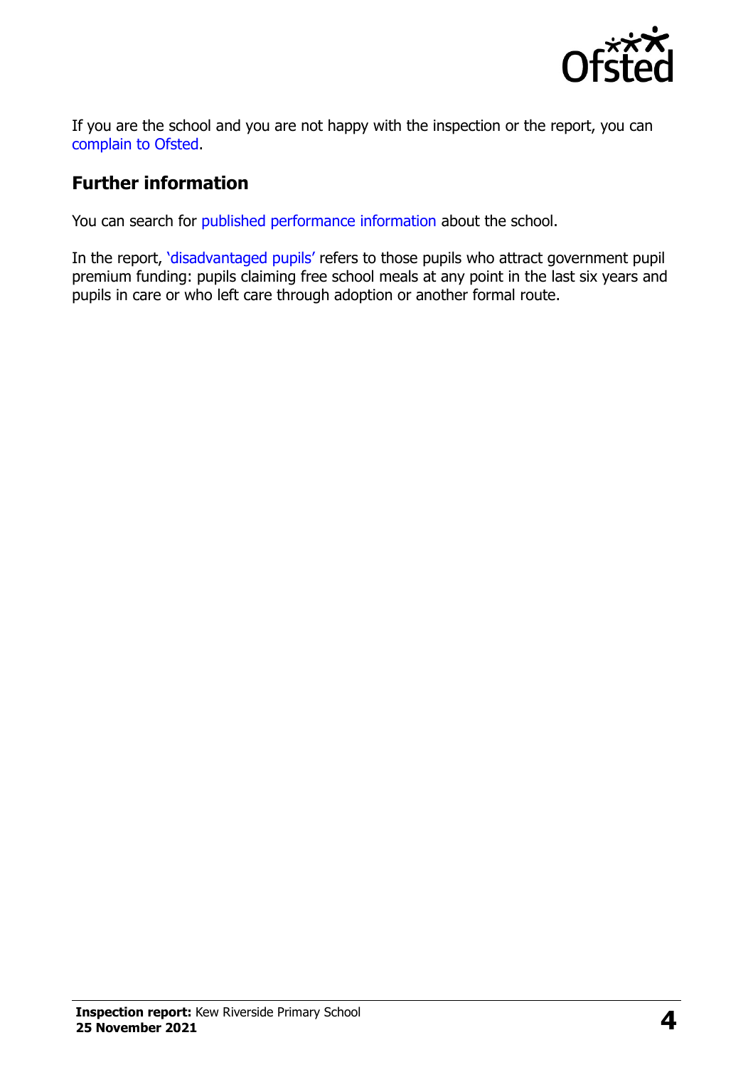If you are the school and you are not happy with the inspection or the report, you can complain to Ofsted.

## Further information

You can search for published performance information about the school.

In the report, 'disadvantaged pupils' refers to those pupils who attract government pupil premium funding: pupils claiming free school meals at any point in the last six years and pupils in care or who left care through adoption or another formal route.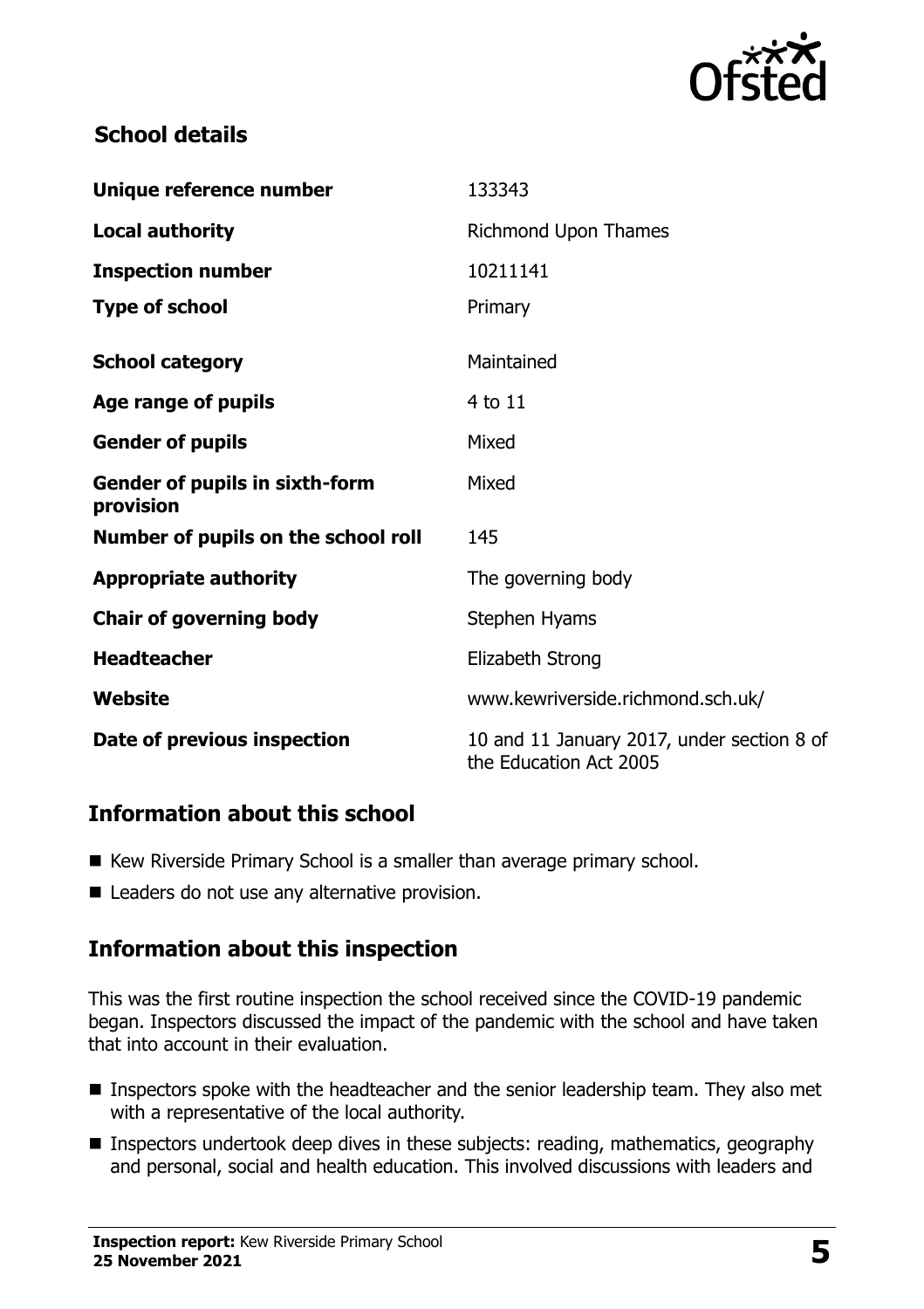## School details

| | |
|---|---|
| **Unique reference number** | 133343 |
| **Local authority** | Richmond Upon Thames |
| **Inspection number** | 10211141 |
| **Type of school** | Primary |
| **School category** | Maintained |
| **Age range of pupils** | 4 to 11 |
| **Gender of pupils** | Mixed |
| **Gender of pupils in sixth-form provision** | Mixed |
| **Number of pupils on the school roll** | 145 |
| **Appropriate authority** | The governing body |
| **Chair of governing body** | Stephen Hyams |
| **Headteacher** | Elizabeth Strong |
| **Website** | www.kewriverside.richmond.sch.uk/ |
| **Date of previous inspection** | 10 and 11 January 2017, under section 8 of the Education Act 2005 |

## Information about this school

- Kew Riverside Primary School is a smaller than average primary school.
- Leaders do not use any alternative provision.

## Information about this inspection

This was the first routine inspection the school received since the COVID-19 pandemic began. Inspectors discussed the impact of the pandemic with the school and have taken that into account in their evaluation.

- Inspectors spoke with the headteacher and the senior leadership team. They also met with a representative of the local authority.
- Inspectors undertook deep dives in these subjects: reading, mathematics, geography and personal, social and health education. This involved discussions with leaders and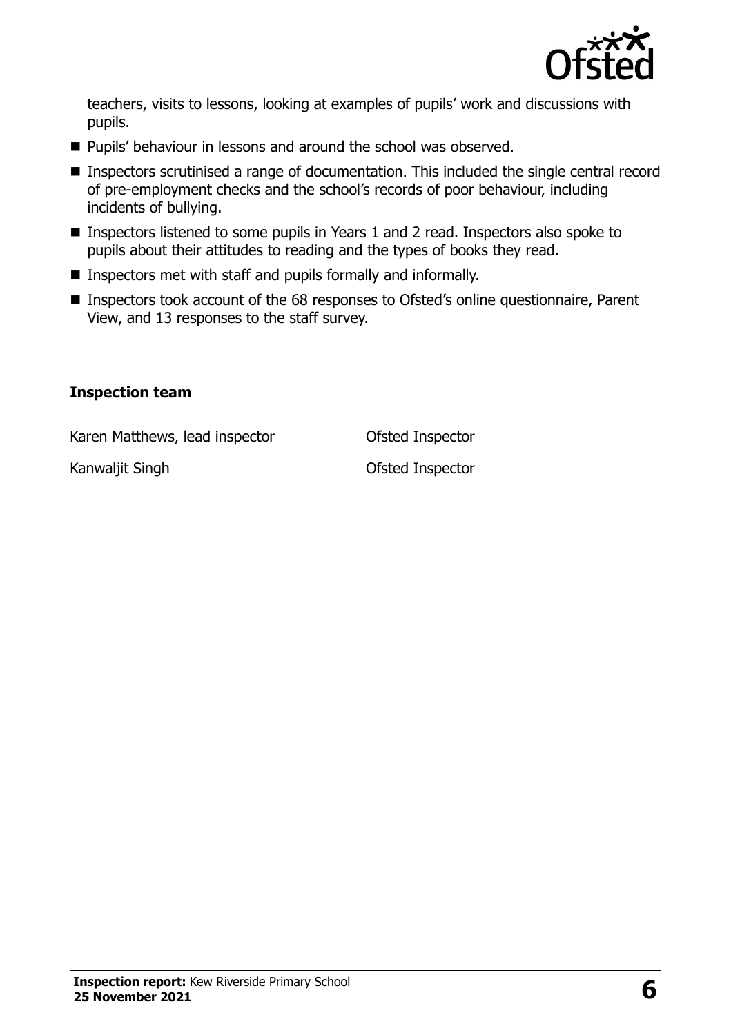teachers, visits to lessons, looking at examples of pupils' work and discussions with pupils.

- Pupils' behaviour in lessons and around the school was observed.
- Inspectors scrutinised a range of documentation. This included the single central record of pre-employment checks and the school's records of poor behaviour, including incidents of bullying.
- Inspectors listened to some pupils in Years 1 and 2 read. Inspectors also spoke to pupils about their attitudes to reading and the types of books they read.
- Inspectors met with staff and pupils formally and informally.
- Inspectors took account of the 68 responses to Ofsted's online questionnaire, Parent View, and 13 responses to the staff survey.

### Inspection team

| | |
|---|---|
| Karen Matthews, lead inspector | Ofsted Inspector |
| Kanwaljit Singh | Ofsted Inspector |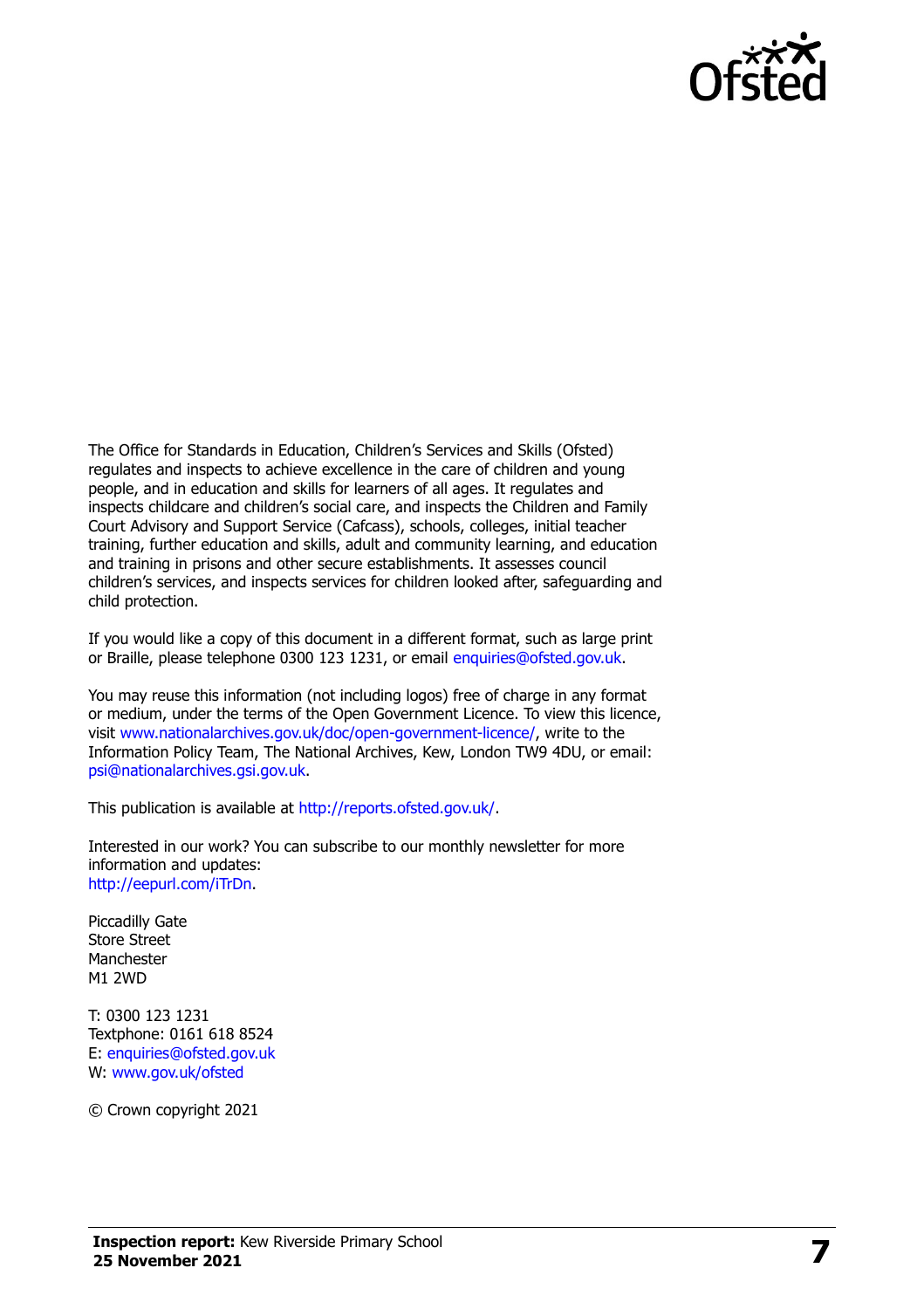The Office for Standards in Education, Children's Services and Skills (Ofsted) regulates and inspects to achieve excellence in the care of children and young people, and in education and skills for learners of all ages. It regulates and inspects childcare and children's social care, and inspects the Children and Family Court Advisory and Support Service (Cafcass), schools, colleges, initial teacher training, further education and skills, adult and community learning, and education and training in prisons and other secure establishments. It assesses council children's services, and inspects services for children looked after, safeguarding and child protection.

If you would like a copy of this document in a different format, such as large print or Braille, please telephone 0300 123 1231, or email enquiries@ofsted.gov.uk.

You may reuse this information (not including logos) free of charge in any format or medium, under the terms of the Open Government Licence. To view this licence, visit www.nationalarchives.gov.uk/doc/open-government-licence/, write to the Information Policy Team, The National Archives, Kew, London TW9 4DU, or email: psi@nationalarchives.gsi.gov.uk.

This publication is available at http://reports.ofsted.gov.uk/.

Interested in our work? You can subscribe to our monthly newsletter for more information and updates:
http://eepurl.com/iTrDn.

Piccadilly Gate
Store Street
Manchester
M1 2WD

T: 0300 123 1231
Textphone: 0161 618 8524
E: enquiries@ofsted.gov.uk
W: www.gov.uk/ofsted

© Crown copyright 2021